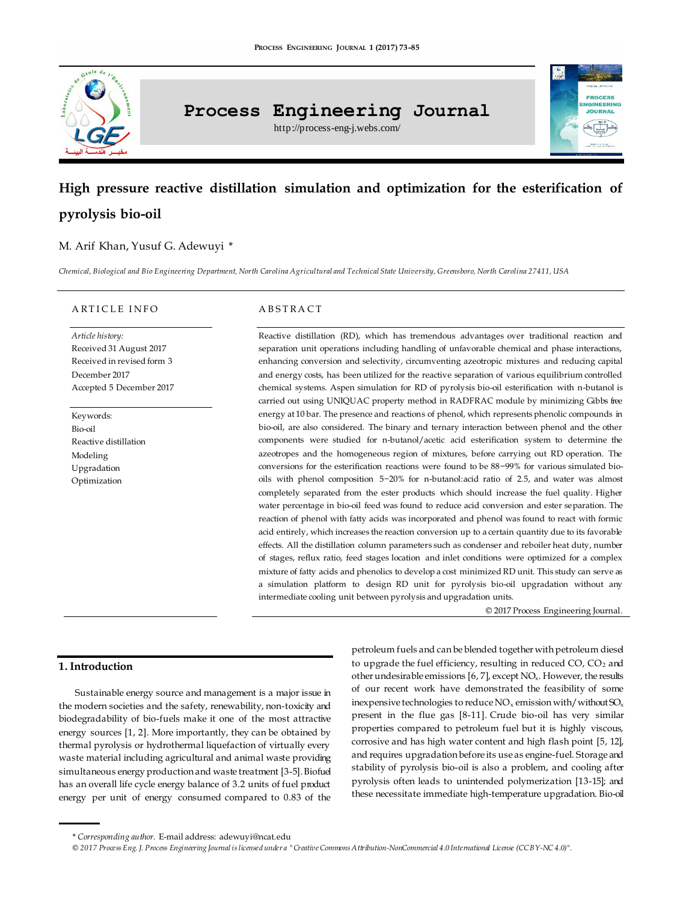# High pressure reactive distillation simulation and optimization for the esterification of pyrolysis bio-oil

M. Arif Khan, Yusuf G. Adewuyi *

*Chemical, Biological and Bio Engineering Department, North Carolina Agricultural and Technical State University, Greensboro, North Carolina 27411, USA*

## ARTICLE INFO

*Article history:*
Received 31 August 2017
Received in revised form 3 December 2017
Accepted 5 December 2017

Keywords:
Bio-oil
Reactive distillation
Modeling
Upgradation
Optimization

## ABSTRACT

Reactive distillation (RD), which has tremendous advantages over traditional reaction and separation unit operations including handling of unfavorable chemical and phase interactions, enhancing conversion and selectivity, circumventing azeotropic mixtures and reducing capital and energy costs, has been utilized for the reactive separation of various equilibrium controlled chemical systems. Aspen simulation for RD of pyrolysis bio-oil esterification with n-butanol is carried out using UNIQUAC property method in RADFRAC module by minimizing Gibbs free energy at 10 bar. The presence and reactions of phenol, which represents phenolic compounds in bio-oil, are also considered. The binary and ternary interaction between phenol and the other components were studied for n-butanol/acetic acid esterification system to determine the azeotropes and the homogeneous region of mixtures, before carrying out RD operation. The conversions for the esterification reactions were found to be 88−99% for various simulated bio-oils with phenol composition 5−20% for n-butanol:acid ratio of 2.5, and water was almost completely separated from the ester products which should increase the fuel quality. Higher water percentage in bio-oil feed was found to reduce acid conversion and ester separation. The reaction of phenol with fatty acids was incorporated and phenol was found to react with formic acid entirely, which increases the reaction conversion up to a certain quantity due to its favorable effects. All the distillation column parameters such as condenser and reboiler heat duty, number of stages, reflux ratio, feed stages location and inlet conditions were optimized for a complex mixture of fatty acids and phenolics to develop a cost minimized RD unit. This study can serve as a simulation platform to design RD unit for pyrolysis bio-oil upgradation without any intermediate cooling unit between pyrolysis and upgradation units.

© 2017 Process Engineering Journal.

## 1. Introduction

Sustainable energy source and management is a major issue in the modern societies and the safety, renewability, non-toxicity and biodegradability of bio-fuels make it one of the most attractive energy sources [1, 2]. More importantly, they can be obtained by thermal pyrolysis or hydrothermal liquefaction of virtually every waste material including agricultural and animal waste providing simultaneous energy production and waste treatment [3-5]. Biofuel has an overall life cycle energy balance of 3.2 units of fuel product energy per unit of energy consumed compared to 0.83 of the petroleum fuels and can be blended together with petroleum diesel to upgrade the fuel efficiency, resulting in reduced CO, $CO_2$ and other undesirable emissions [6, 7], except $NO_x$. However, the results of our recent work have demonstrated the feasibility of some inexpensive technologies to reduce $NO_x$ emission with/without $SO_x$ present in the flue gas [8-11]. Crude bio-oil has very similar properties compared to petroleum fuel but it is highly viscous, corrosive and has high water content and high flash point [5, 12], and requires upgradation before its use as engine-fuel. Storage and stability of pyrolysis bio-oil is also a problem, and cooling after pyrolysis often leads to unintended polymerization [13-15]; and these necessitate immediate high-temperature upgradation. Bio-oil

---

\* *Corresponding author.* E-mail address: adewuyi@ncat.edu

*© 2017 Process Eng. J. Process Engineering Journal is licensed under a "Creative Commons Attribution-NonCommercial 4.0 International License (CC BY-NC 4.0)".*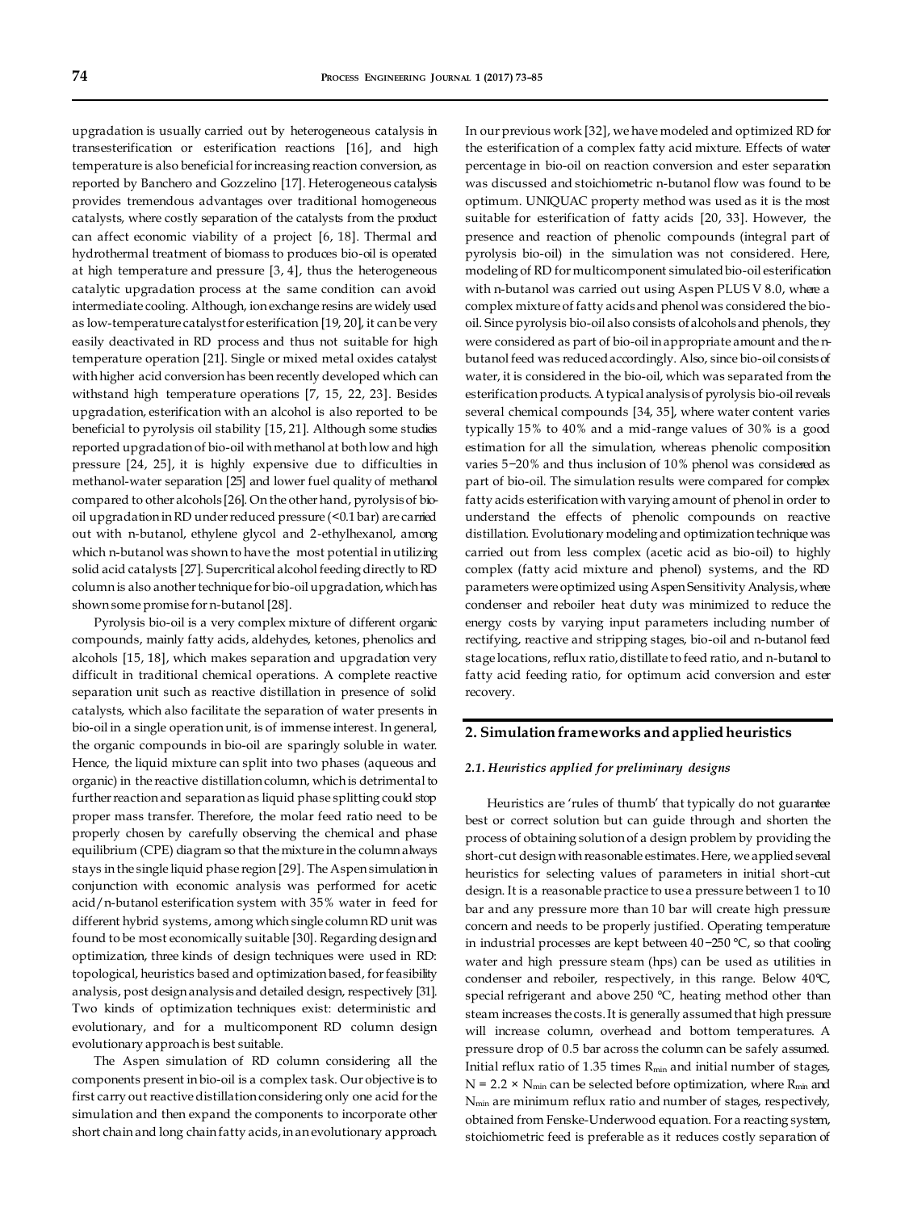upgradation is usually carried out by heterogeneous catalysis in transesterification or esterification reactions [16], and high temperature is also beneficial for increasing reaction conversion, as reported by Banchero and Gozzelino [17]. Heterogeneous catalysis provides tremendous advantages over traditional homogeneous catalysts, where costly separation of the catalysts from the product can affect economic viability of a project [6, 18]. Thermal and hydrothermal treatment of biomass to produces bio-oil is operated at high temperature and pressure [3, 4], thus the heterogeneous catalytic upgradation process at the same condition can avoid intermediate cooling. Although, ion exchange resins are widely used as low-temperature catalyst for esterification [19, 20], it can be very easily deactivated in RD process and thus not suitable for high temperature operation [21]. Single or mixed metal oxides catalyst with higher acid conversion has been recently developed which can withstand high temperature operations [7, 15, 22, 23]. Besides upgradation, esterification with an alcohol is also reported to be beneficial to pyrolysis oil stability [15, 21]. Although some studies reported upgradation of bio-oil with methanol at both low and high pressure [24, 25], it is highly expensive due to difficulties in methanol-water separation [25] and lower fuel quality of methanol compared to other alcohols [26]. On the other hand, pyrolysis of bio-oil upgradation in RD under reduced pressure (<0.1 bar) are carried out with n-butanol, ethylene glycol and 2-ethylhexanol, among which n-butanol was shown to have the most potential in utilizing solid acid catalysts [27]. Supercritical alcohol feeding directly to RD column is also another technique for bio-oil upgradation, which has shown some promise for n-butanol [28].

Pyrolysis bio-oil is a very complex mixture of different organic compounds, mainly fatty acids, aldehydes, ketones, phenolics and alcohols [15, 18], which makes separation and upgradation very difficult in traditional chemical operations. A complete reactive separation unit such as reactive distillation in presence of solid catalysts, which also facilitate the separation of water presents in bio-oil in a single operation unit, is of immense interest. In general, the organic compounds in bio-oil are sparingly soluble in water. Hence, the liquid mixture can split into two phases (aqueous and organic) in the reactive distillation column, which is detrimental to further reaction and separation as liquid phase splitting could stop proper mass transfer. Therefore, the molar feed ratio need to be properly chosen by carefully observing the chemical and phase equilibrium (CPE) diagram so that the mixture in the column always stays in the single liquid phase region [29]. The Aspen simulation in conjunction with economic analysis was performed for acetic acid/n-butanol esterification system with 35% water in feed for different hybrid systems, among which single column RD unit was found to be most economically suitable [30]. Regarding design and optimization, three kinds of design techniques were used in RD: topological, heuristics based and optimization based, for feasibility analysis, post design analysis and detailed design, respectively [31]. Two kinds of optimization techniques exist: deterministic and evolutionary, and for a multicomponent RD column design evolutionary approach is best suitable.

The Aspen simulation of RD column considering all the components present in bio-oil is a complex task. Our objective is to first carry out reactive distillation considering only one acid for the simulation and then expand the components to incorporate other short chain and long chain fatty acids, in an evolutionary approach. In our previous work [32], we have modeled and optimized RD for the esterification of a complex fatty acid mixture. Effects of water percentage in bio-oil on reaction conversion and ester separation was discussed and stoichiometric n-butanol flow was found to be optimum. UNIQUAC property method was used as it is the most suitable for esterification of fatty acids [20, 33]. However, the presence and reaction of phenolic compounds (integral part of pyrolysis bio-oil) in the simulation was not considered. Here, modeling of RD for multicomponent simulated bio-oil esterification with n-butanol was carried out using Aspen PLUS V 8.0, where a complex mixture of fatty acids and phenol was considered the bio-oil. Since pyrolysis bio-oil also consists of alcohols and phenols, they were considered as part of bio-oil in appropriate amount and the n-butanol feed was reduced accordingly. Also, since bio-oil consists of water, it is considered in the bio-oil, which was separated from the esterification products. A typical analysis of pyrolysis bio-oil reveals several chemical compounds [34, 35], where water content varies typically 15% to 40% and a mid-range values of 30% is a good estimation for all the simulation, whereas phenolic composition varies 5−20% and thus inclusion of 10% phenol was considered as part of bio-oil. The simulation results were compared for complex fatty acids esterification with varying amount of phenol in order to understand the effects of phenolic compounds on reactive distillation. Evolutionary modeling and optimization technique was carried out from less complex (acetic acid as bio-oil) to highly complex (fatty acid mixture and phenol) systems, and the RD parameters were optimized using Aspen Sensitivity Analysis, where condenser and reboiler heat duty was minimized to reduce the energy costs by varying input parameters including number of rectifying, reactive and stripping stages, bio-oil and n-butanol feed stage locations, reflux ratio, distillate to feed ratio, and n-butanol to fatty acid feeding ratio, for optimum acid conversion and ester recovery.

## 2. Simulation frameworks and applied heuristics

### *2.1. Heuristics applied for preliminary designs*

Heuristics are 'rules of thumb' that typically do not guarantee best or correct solution but can guide through and shorten the process of obtaining solution of a design problem by providing the short-cut design with reasonable estimates. Here, we applied several heuristics for selecting values of parameters in initial short-cut design. It is a reasonable practice to use a pressure between 1 to 10 bar and any pressure more than 10 bar will create high pressure concern and needs to be properly justified. Operating temperature in industrial processes are kept between 40−250 °C, so that cooling water and high pressure steam (hps) can be used as utilities in condenser and reboiler, respectively, in this range. Below 40°C, special refrigerant and above 250 °C, heating method other than steam increases the costs. It is generally assumed that high pressure will increase column, overhead and bottom temperatures. A pressure drop of 0.5 bar across the column can be safely assumed. Initial reflux ratio of 1.35 times $R_{min}$ and initial number of stages, $N = 2.2 \times N_{min}$ can be selected before optimization, where $R_{min}$ and $N_{min}$ are minimum reflux ratio and number of stages, respectively, obtained from Fenske-Underwood equation. For a reacting system, stoichiometric feed is preferable as it reduces costly separation of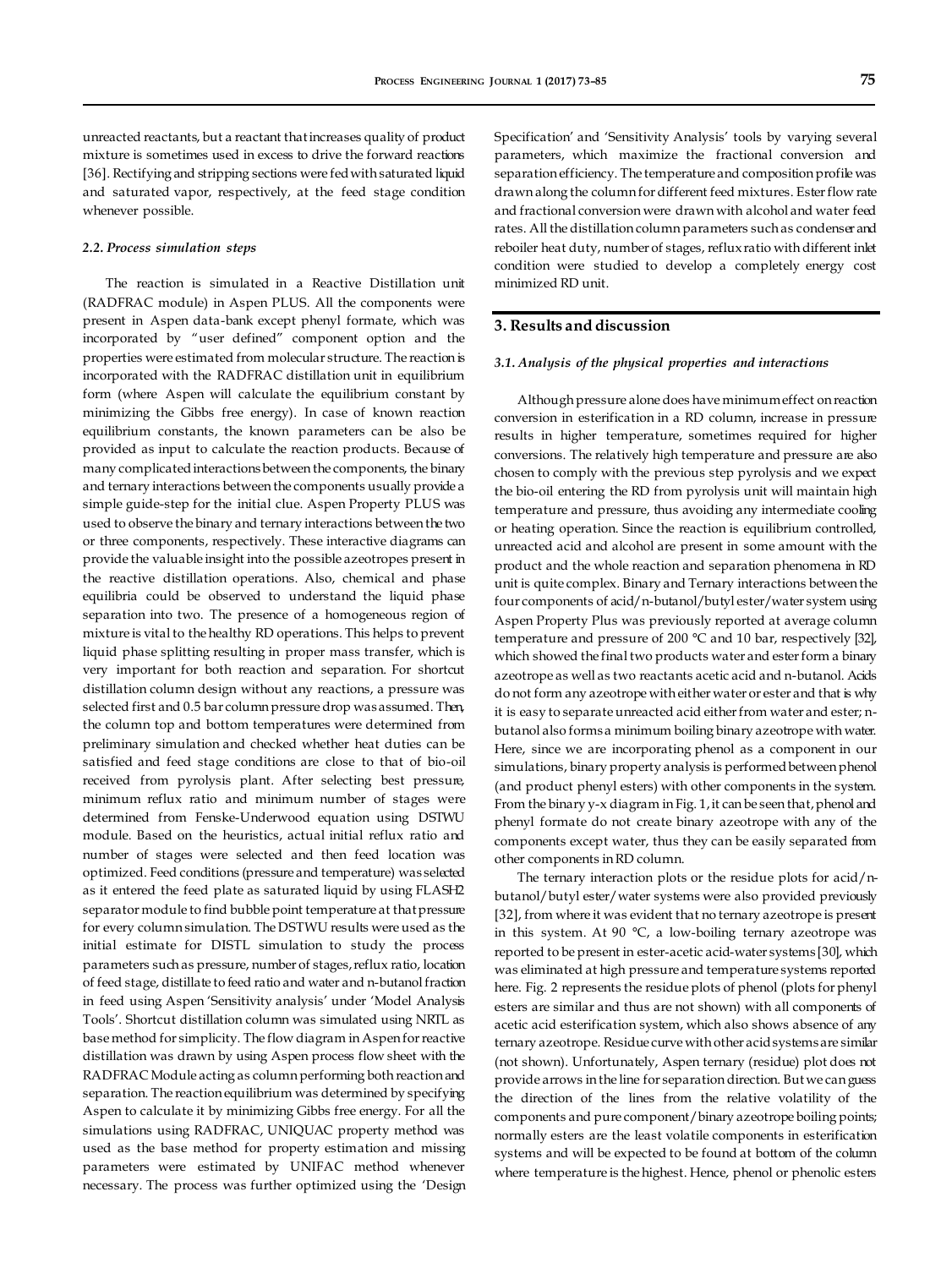unreacted reactants, but a reactant that increases quality of product mixture is sometimes used in excess to drive the forward reactions [36]. Rectifying and stripping sections were fed with saturated liquid and saturated vapor, respectively, at the feed stage condition whenever possible.

### 2.2. *Process simulation steps*

The reaction is simulated in a Reactive Distillation unit (RADFRAC module) in Aspen PLUS. All the components were present in Aspen data-bank except phenyl formate, which was incorporated by "user defined" component option and the properties were estimated from molecular structure. The reaction is incorporated with the RADFRAC distillation unit in equilibrium form (where Aspen will calculate the equilibrium constant by minimizing the Gibbs free energy). In case of known reaction equilibrium constants, the known parameters can be also be provided as input to calculate the reaction products. Because of many complicated interactions between the components, the binary and ternary interactions between the components usually provide a simple guide-step for the initial clue. Aspen Property PLUS was used to observe the binary and ternary interactions between the two or three components, respectively. These interactive diagrams can provide the valuable insight into the possible azeotropes present in the reactive distillation operations. Also, chemical and phase equilibria could be observed to understand the liquid phase separation into two. The presence of a homogeneous region of mixture is vital to the healthy RD operations. This helps to prevent liquid phase splitting resulting in proper mass transfer, which is very important for both reaction and separation. For shortcut distillation column design without any reactions, a pressure was selected first and 0.5 bar column pressure drop was assumed. Then, the column top and bottom temperatures were determined from preliminary simulation and checked whether heat duties can be satisfied and feed stage conditions are close to that of bio-oil received from pyrolysis plant. After selecting best pressure, minimum reflux ratio and minimum number of stages were determined from Fenske-Underwood equation using DSTWU module. Based on the heuristics, actual initial reflux ratio and number of stages were selected and then feed location was optimized. Feed conditions (pressure and temperature) was selected as it entered the feed plate as saturated liquid by using FLASH2 separator module to find bubble point temperature at that pressure for every column simulation. The DSTWU results were used as the initial estimate for DISTL simulation to study the process parameters such as pressure, number of stages, reflux ratio, location of feed stage, distillate to feed ratio and water and n-butanol fraction in feed using Aspen 'Sensitivity analysis' under 'Model Analysis Tools'. Shortcut distillation column was simulated using NRTL as base method for simplicity. The flow diagram in Aspen for reactive distillation was drawn by using Aspen process flow sheet with the RADFRAC Module acting as column performing both reaction and separation. The reaction equilibrium was determined by specifying Aspen to calculate it by minimizing Gibbs free energy. For all the simulations using RADFRAC, UNIQUAC property method was used as the base method for property estimation and missing parameters were estimated by UNIFAC method whenever necessary. The process was further optimized using the 'Design Specification' and 'Sensitivity Analysis' tools by varying several parameters, which maximize the fractional conversion and separation efficiency. The temperature and composition profile was drawn along the column for different feed mixtures. Ester flow rate and fractional conversion were drawn with alcohol and water feed rates. All the distillation column parameters such as condenser and reboiler heat duty, number of stages, reflux ratio with different inlet condition were studied to develop a completely energy cost minimized RD unit.

## 3. Results and discussion

### 3.1. *Analysis of the physical properties and interactions*

Although pressure alone does have minimum effect on reaction conversion in esterification in a RD column, increase in pressure results in higher temperature, sometimes required for higher conversions. The relatively high temperature and pressure are also chosen to comply with the previous step pyrolysis and we expect the bio-oil entering the RD from pyrolysis unit will maintain high temperature and pressure, thus avoiding any intermediate cooling or heating operation. Since the reaction is equilibrium controlled, unreacted acid and alcohol are present in some amount with the product and the whole reaction and separation phenomena in RD unit is quite complex. Binary and Ternary interactions between the four components of acid/n-butanol/butyl ester/water system using Aspen Property Plus was previously reported at average column temperature and pressure of 200 °C and 10 bar, respectively [32], which showed the final two products water and ester form a binary azeotrope as well as two reactants acetic acid and n-butanol. Acids do not form any azeotrope with either water or ester and that is why it is easy to separate unreacted acid either from water and ester; n-butanol also forms a minimum boiling binary azeotrope with water. Here, since we are incorporating phenol as a component in our simulations, binary property analysis is performed between phenol (and product phenyl esters) with other components in the system. From the binary y-x diagram in Fig. 1, it can be seen that, phenol and phenyl formate do not create binary azeotrope with any of the components except water, thus they can be easily separated from other components in RD column.

The ternary interaction plots or the residue plots for acid/n-butanol/butyl ester/water systems were also provided previously [32], from where it was evident that no ternary azeotrope is present in this system. At 90 °C, a low-boiling ternary azeotrope was reported to be present in ester-acetic acid-water systems [30], which was eliminated at high pressure and temperature systems reported here. Fig. 2 represents the residue plots of phenol (plots for phenyl esters are similar and thus are not shown) with all components of acetic acid esterification system, which also shows absence of any ternary azeotrope. Residue curve with other acid systems are similar (not shown). Unfortunately, Aspen ternary (residue) plot does not provide arrows in the line for separation direction. But we can guess the direction of the lines from the relative volatility of the components and pure component/binary azeotrope boiling points; normally esters are the least volatile components in esterification systems and will be expected to be found at bottom of the column where temperature is the highest. Hence, phenol or phenolic esters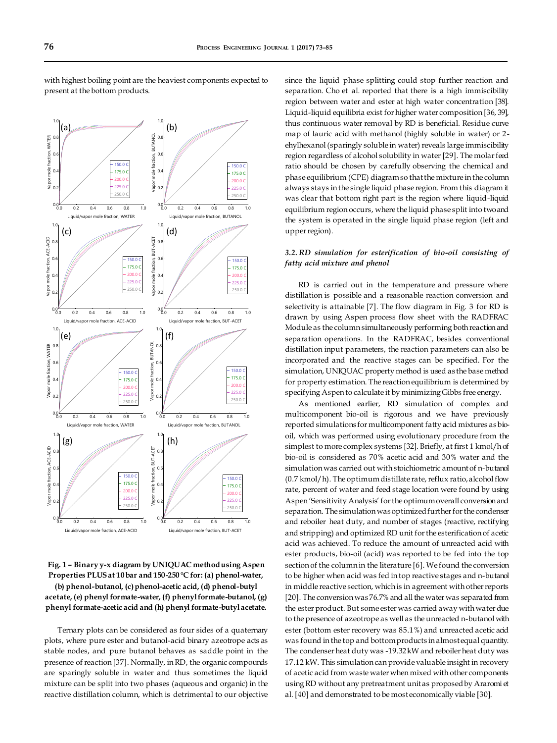with highest boiling point are the heaviest components expected to present at the bottom products.

**Fig. 1 – Binary y-x diagram by UNIQUAC method using Aspen Properties PLUS at 10 bar and 150-250 °C for: (a) phenol-water, (b) phenol-butanol, (c) phenol-acetic acid, (d) phenol-butyl acetate, (e) phenyl formate-water, (f) phenyl formate-butanol, (g) phenyl formate-acetic acid and (h) phenyl formate-butyl acetate.**

Ternary plots can be considered as four sides of a quaternary plots, where pure ester and butanol-acid binary azeotrope acts as stable nodes, and pure butanol behaves as saddle point in the presence of reaction [37]. Normally, in RD, the organic compounds are sparingly soluble in water and thus sometimes the liquid mixture can be split into two phases (aqueous and organic) in the reactive distillation column, which is detrimental to our objective since the liquid phase splitting could stop further reaction and separation. Cho et al. reported that there is a high immiscibility region between water and ester at high water concentration [38]. Liquid-liquid equilibria exist for higher water composition [36, 39], thus continuous water removal by RD is beneficial. Residue curve map of lauric acid with methanol (highly soluble in water) or 2-ehylhexanol (sparingly soluble in water) reveals large immiscibility region regardless of alcohol solubility in water [29]. The molar feed ratio should be chosen by carefully observing the chemical and phase equilibrium (CPE) diagram so that the mixture in the column always stays in the single liquid phase region. From this diagram it was clear that bottom right part is the region where liquid-liquid equilibrium region occurs, where the liquid phase split into two and the system is operated in the single liquid phase region (left and upper region).

### *3.2. RD simulation for esterification of bio-oil consisting of fatty acid mixture and phenol*

RD is carried out in the temperature and pressure where distillation is possible and a reasonable reaction conversion and selectivity is attainable [7]. The flow diagram in Fig. 3 for RD is drawn by using Aspen process flow sheet with the RADFRAC Module as the column simultaneously performing both reaction and separation operations. In the RADFRAC, besides conventional distillation input parameters, the reaction parameters can also be incorporated and the reactive stages can be specified. For the simulation, UNIQUAC property method is used as the base method for property estimation. The reaction equilibrium is determined by specifying Aspen to calculate it by minimizing Gibbs free energy.

As mentioned earlier, RD simulation of complex and multicomponent bio-oil is rigorous and we have previously reported simulations for multicomponent fatty acid mixtures as bio-oil, which was performed using evolutionary procedure from the simplest to more complex systems [32]. Briefly, at first 1 kmol/h of bio-oil is considered as 70% acetic acid and 30% water and the simulation was carried out with stoichiometric amount of n-butanol (0.7 kmol/h). The optimum distillate rate, reflux ratio, alcohol flow rate, percent of water and feed stage location were found by using Aspen 'Sensitivity Analysis' for the optimum overall conversion and separation. The simulation was optimized further for the condenser and reboiler heat duty, and number of stages (reactive, rectifying and stripping) and optimized RD unit for the esterification of acetic acid was achieved. To reduce the amount of unreacted acid with ester products, bio-oil (acid) was reported to be fed into the top section of the column in the literature [6]. We found the conversion to be higher when acid was fed in top reactive stages and n-butanol in middle reactive section, which is in agreement with other reports [20]. The conversion was 76.7% and all the water was separated from the ester product. But some ester was carried away with water due to the presence of azeotrope as well as the unreacted n-butanol with ester (bottom ester recovery was 85.1%) and unreacted acetic acid was found in the top and bottom products in almost equal quantity. The condenser heat duty was -19.32 kW and reboiler heat duty was 17.12 kW. This simulation can provide valuable insight in recovery of acetic acid from waste water when mixed with other components using RD without any pretreatment unit as proposed by Araromi et al. [40] and demonstrated to be most economically viable [30].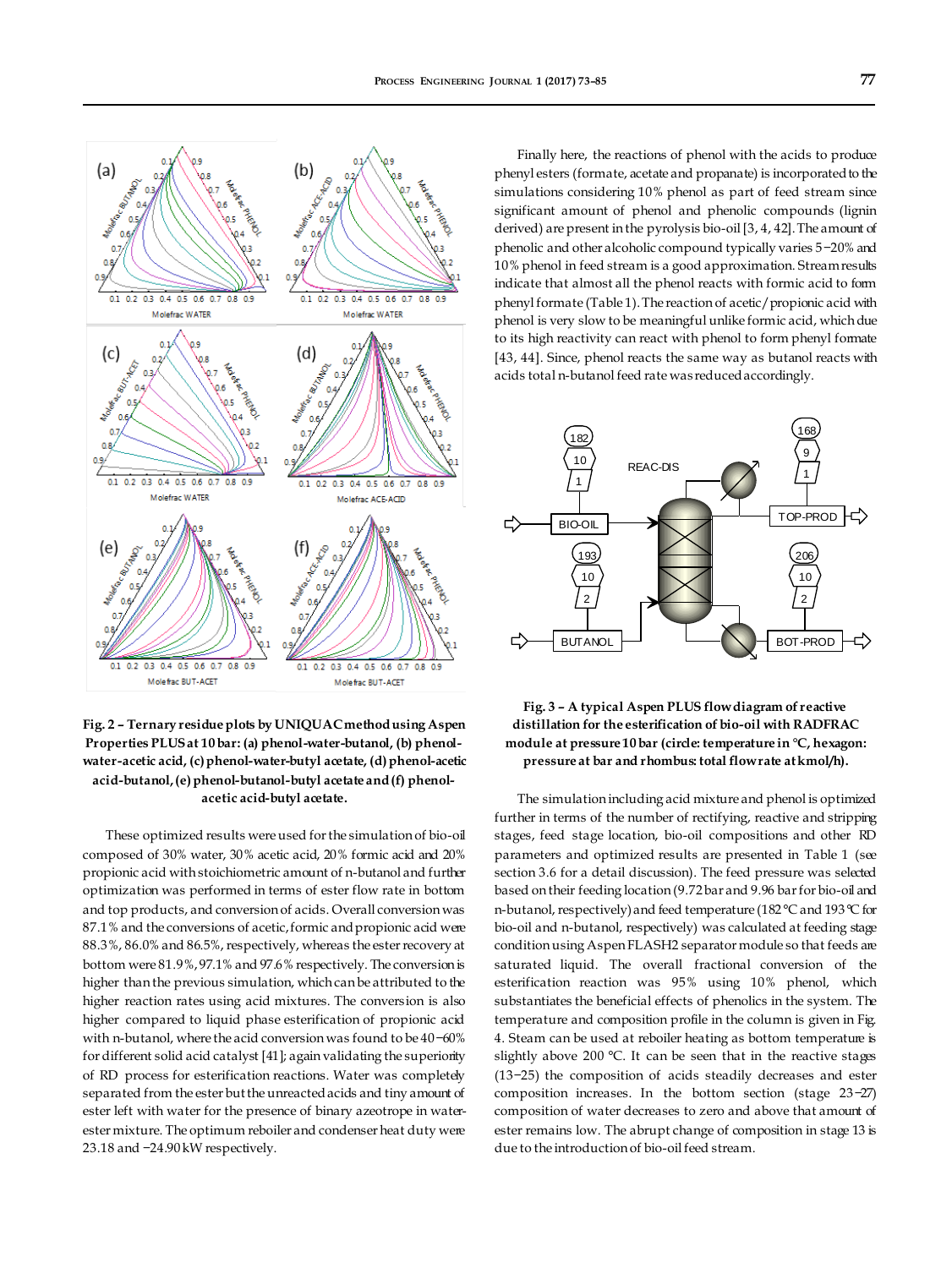Fig. 2 – Ternary residue plots by UNIQUAC method using Aspen Properties PLUS at 10 bar: (a) phenol-water-butanol, (b) phenol-water-acetic acid, (c) phenol-water-butyl acetate, (d) phenol-acetic acid-butanol, (e) phenol-butanol-butyl acetate and (f) phenol-acetic acid-butyl acetate.

These optimized results were used for the simulation of bio-oil composed of 30% water, 30% acetic acid, 20% formic acid and 20% propionic acid with stoichiometric amount of n-butanol and further optimization was performed in terms of ester flow rate in bottom and top products, and conversion of acids. Overall conversion was 87.1% and the conversions of acetic, formic and propionic acid were 88.3%, 86.0% and 86.5%, respectively, whereas the ester recovery at bottom were 81.9%, 97.1% and 97.6% respectively. The conversion is higher than the previous simulation, which can be attributed to the higher reaction rates using acid mixtures. The conversion is also higher compared to liquid phase esterification of propionic acid with n-butanol, where the acid conversion was found to be 40−60% for different solid acid catalyst [41]; again validating the superiority of RD process for esterification reactions. Water was completely separated from the ester but the unreacted acids and tiny amount of ester left with water for the presence of binary azeotrope in water-ester mixture. The optimum reboiler and condenser heat duty were 23.18 and −24.90 kW respectively.

Finally here, the reactions of phenol with the acids to produce phenyl esters (formate, acetate and propanate) is incorporated to the simulations considering 10% phenol as part of feed stream since significant amount of phenol and phenolic compounds (lignin derived) are present in the pyrolysis bio-oil [3, 4, 42]. The amount of phenolic and other alcoholic compound typically varies 5−20% and 10% phenol in feed stream is a good approximation. Stream results indicate that almost all the phenol reacts with formic acid to form phenyl formate (Table 1). The reaction of acetic/propionic acid with phenol is very slow to be meaningful unlike formic acid, which due to its high reactivity can react with phenol to form phenyl formate [43, 44]. Since, phenol reacts the same way as butanol reacts with acids total n-butanol feed rate was reduced accordingly.

Fig. 3 – A typical Aspen PLUS flow diagram of reactive distillation for the esterification of bio-oil with RADFRAC module at pressure 10 bar (circle: temperature in °C, hexagon: pressure at bar and rhombus: total flowrate at kmol/h).

The simulation including acid mixture and phenol is optimized further in terms of the number of rectifying, reactive and stripping stages, feed stage location, bio-oil compositions and other RD parameters and optimized results are presented in Table 1 (see section 3.6 for a detail discussion). The feed pressure was selected based on their feeding location (9.72 bar and 9.96 bar for bio-oil and n-butanol, respectively) and feed temperature (182 °C and 193 °C for bio-oil and n-butanol, respectively) was calculated at feeding stage condition using Aspen FLASH2 separator module so that feeds are saturated liquid. The overall fractional conversion of the esterification reaction was 95% using 10% phenol, which substantiates the beneficial effects of phenolics in the system. The temperature and composition profile in the column is given in Fig. 4. Steam can be used at reboiler heating as bottom temperature is slightly above 200 °C. It can be seen that in the reactive stages (13−25) the composition of acids steadily decreases and ester composition increases. In the bottom section (stage 23−27) composition of water decreases to zero and above that amount of ester remains low. The abrupt change of composition in stage 13 is due to the introduction of bio-oil feed stream.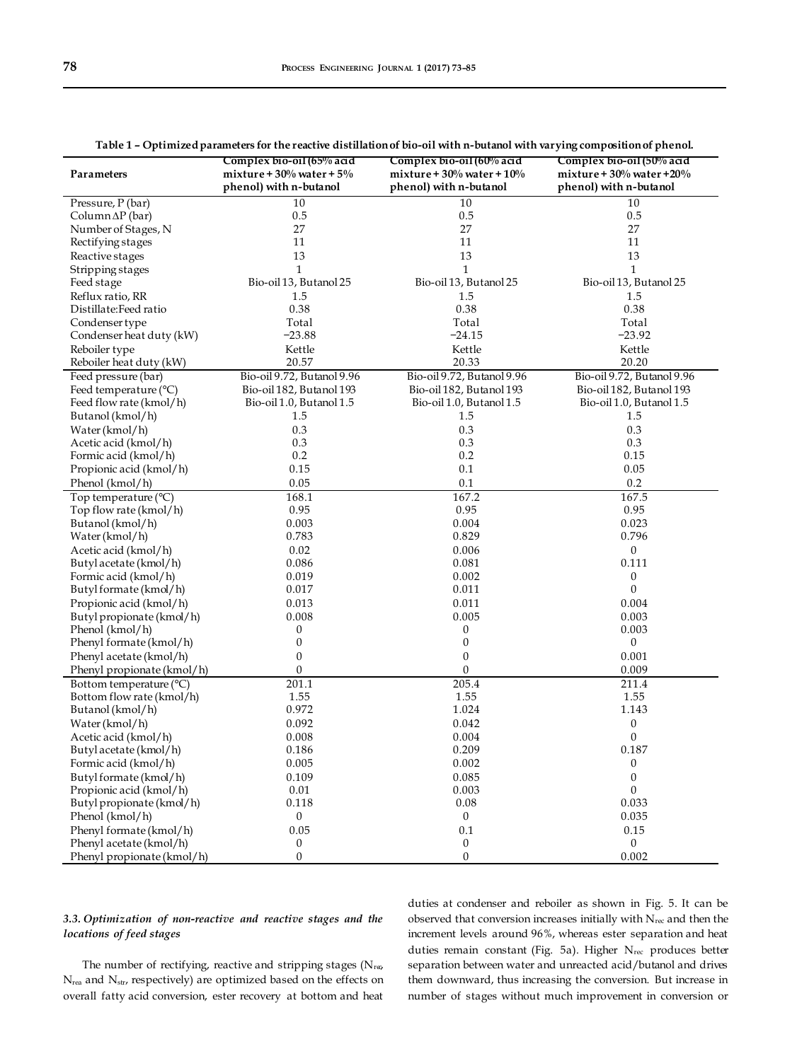**Table 1 – Optimized parameters for the reactive distillation of bio-oil with n-butanol with varying composition of phenol.**

| Parameters | Complex bio-oil (65% acid mixture + 30% water + 5% phenol) with n-butanol | Complex bio-oil (60% acid mixture + 30% water + 10% phenol) with n-butanol | Complex bio-oil (50% acid mixture + 30% water +20% phenol) with n-butanol |
|---|---|---|---|
| Pressure, P (bar) | 10 | 10 | 10 |
| Column ΔP (bar) | 0.5 | 0.5 | 0.5 |
| Number of Stages, N | 27 | 27 | 27 |
| Rectifying stages | 11 | 11 | 11 |
| Reactive stages | 13 | 13 | 13 |
| Stripping stages | 1 | 1 | 1 |
| Feed stage | Bio-oil 13, Butanol 25 | Bio-oil 13, Butanol 25 | Bio-oil 13, Butanol 25 |
| Reflux ratio, RR | 1.5 | 1.5 | 1.5 |
| Distillate:Feed ratio | 0.38 | 0.38 | 0.38 |
| Condenser type | Total | Total | Total |
| Condenser heat duty (kW) | −23.88 | −24.15 | −23.92 |
| Reboiler type | Kettle | Kettle | Kettle |
| Reboiler heat duty (kW) | 20.57 | 20.33 | 20.20 |
| Feed pressure (bar) | Bio-oil 9.72, Butanol 9.96 | Bio-oil 9.72, Butanol 9.96 | Bio-oil 9.72, Butanol 9.96 |
| Feed temperature (°C) | Bio-oil 182, Butanol 193 | Bio-oil 182, Butanol 193 | Bio-oil 182, Butanol 193 |
| Feed flow rate (kmol/h) | Bio-oil 1.0, Butanol 1.5 | Bio-oil 1.0, Butanol 1.5 | Bio-oil 1.0, Butanol 1.5 |
| Butanol (kmol/h) | 1.5 | 1.5 | 1.5 |
| Water (kmol/h) | 0.3 | 0.3 | 0.3 |
| Acetic acid (kmol/h) | 0.3 | 0.3 | 0.3 |
| Formic acid (kmol/h) | 0.2 | 0.2 | 0.15 |
| Propionic acid (kmol/h) | 0.15 | 0.1 | 0.05 |
| Phenol (kmol/h) | 0.05 | 0.1 | 0.2 |
| Top temperature (°C) | 168.1 | 167.2 | 167.5 |
| Top flow rate (kmol/h) | 0.95 | 0.95 | 0.95 |
| Butanol (kmol/h) | 0.003 | 0.004 | 0.023 |
| Water (kmol/h) | 0.783 | 0.829 | 0.796 |
| Acetic acid (kmol/h) | 0.02 | 0.006 | 0 |
| Butyl acetate (kmol/h) | 0.086 | 0.081 | 0.111 |
| Formic acid (kmol/h) | 0.019 | 0.002 | 0 |
| Butyl formate (kmol/h) | 0.017 | 0.011 | 0 |
| Propionic acid (kmol/h) | 0.013 | 0.011 | 0.004 |
| Butyl propionate (kmol/h) | 0.008 | 0.005 | 0.003 |
| Phenol (kmol/h) | 0 | 0 | 0.003 |
| Phenyl formate (kmol/h) | 0 | 0 | 0 |
| Phenyl acetate (kmol/h) | 0 | 0 | 0.001 |
| Phenyl propionate (kmol/h) | 0 | 0 | 0.009 |
| Bottom temperature (°C) | 201.1 | 205.4 | 211.4 |
| Bottom flow rate (kmol/h) | 1.55 | 1.55 | 1.55 |
| Butanol (kmol/h) | 0.972 | 1.024 | 1.143 |
| Water (kmol/h) | 0.092 | 0.042 | 0 |
| Acetic acid (kmol/h) | 0.008 | 0.004 | 0 |
| Butyl acetate (kmol/h) | 0.186 | 0.209 | 0.187 |
| Formic acid (kmol/h) | 0.005 | 0.002 | 0 |
| Butyl formate (kmol/h) | 0.109 | 0.085 | 0 |
| Propionic acid (kmol/h) | 0.01 | 0.003 | 0 |
| Butyl propionate (kmol/h) | 0.118 | 0.08 | 0.033 |
| Phenol (kmol/h) | 0 | 0 | 0.035 |
| Phenyl formate (kmol/h) | 0.05 | 0.1 | 0.15 |
| Phenyl acetate (kmol/h) | 0 | 0 | 0 |
| Phenyl propionate (kmol/h) | 0 | 0 | 0.002 |

### *3.3. Optimization of non-reactive and reactive stages and the locations of feed stages*

The number of rectifying, reactive and stripping stages ($N_{rec}$, $N_{rea}$ and $N_{str}$, respectively) are optimized based on the effects on overall fatty acid conversion, ester recovery at bottom and heat duties at condenser and reboiler as shown in Fig. 5. It can be observed that conversion increases initially with $N_{rec}$ and then the increment levels around 96%, whereas ester separation and heat duties remain constant (Fig. 5a). Higher $N_{rec}$ produces better separation between water and unreacted acid/butanol and drives them downward, thus increasing the conversion. But increase in number of stages without much improvement in conversion or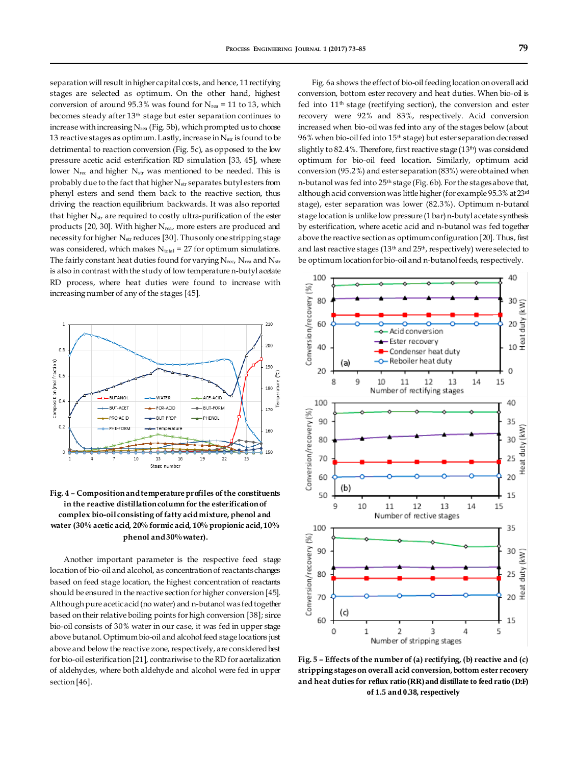separation will result in higher capital costs, and hence, 11 rectifying stages are selected as optimum. On the other hand, highest conversion of around 95.3% was found for $N_{rea}$ = 11 to 13, which becomes steady after 13th stage but ester separation continues to increase with increasing $N_{rea}$ (Fig. 5b), which prompted us to choose 13 reactive stages as optimum. Lastly, increase in $N_{str}$ is found to be detrimental to reaction conversion (Fig. 5c), as opposed to the low pressure acetic acid esterification RD simulation [33, 45], where lower $N_{rec}$ and higher $N_{str}$ was mentioned to be needed. This is probably due to the fact that higher $N_{str}$ separates butyl esters from phenyl esters and send them back to the reactive section, thus driving the reaction equilibrium backwards. It was also reported that higher $N_{str}$ are required to costly ultra-purification of the ester products [20, 30]. With higher $N_{rea}$, more esters are produced and necessity for higher $N_{str}$ reduces [30]. Thus only one stripping stage was considered, which makes $N_{total}$ = 27 for optimum simulations. The fairly constant heat duties found for varying $N_{rec}$, $N_{rea}$ and $N_{str}$ is also in contrast with the study of low temperature n-butyl acetate RD process, where heat duties were found to increase with increasing number of any of the stages [45].

**Fig. 4 – Composition and temperature profiles of the constituents in the reactive distillation column for the esterification of complex bio-oil consisting of fatty acid mixture, phenol and water (30% acetic acid, 20% formic acid, 10% propionic acid, 10% phenol and 30% water).**

Another important parameter is the respective feed stage location of bio-oil and alcohol, as concentration of reactants changes based on feed stage location, the highest concentration of reactants should be ensured in the reactive section for higher conversion [45]. Although pure acetic acid (no water) and n-butanol was fed together based on their relative boiling points for high conversion [38]; since bio-oil consists of 30% water in our case, it was fed in upper stage above butanol. Optimum bio-oil and alcohol feed stage locations just above and below the reactive zone, respectively, are considered best for bio-oil esterification [21], contrariwise to the RD for acetalization of aldehydes, where both aldehyde and alcohol were fed in upper section [46].

Fig. 6a shows the effect of bio-oil feeding location on overall acid conversion, bottom ester recovery and heat duties. When bio-oil is fed into 11th stage (rectifying section), the conversion and ester recovery were 92% and 83%, respectively. Acid conversion increased when bio-oil was fed into any of the stages below (about 96% when bio-oil fed into 15th stage) but ester separation decreased slightly to 82.4%. Therefore, first reactive stage (13th) was considered optimum for bio-oil feed location. Similarly, optimum acid conversion (95.2%) and ester separation (83%) were obtained when n-butanol was fed into 25th stage (Fig. 6b). For the stages above that, although acid conversion was little higher (for example 95.3% at 23rd stage), ester separation was lower (82.3%). Optimum n-butanol stage location is unlike low pressure (1 bar) n-butyl acetate synthesis by esterification, where acetic acid and n-butanol was fed together above the reactive section as optimum configuration [20]. Thus, first and last reactive stages (13th and 25th, respectively) were selected to be optimum location for bio-oil and n-butanol feeds, respectively.

**Fig. 5 – Effects of the number of (a) rectifying, (b) reactive and (c) stripping stages on overall acid conversion, bottom ester recovery and heat duties for reflux ratio (RR) and distillate to feed ratio (D:F) of 1.5 and 0.38, respectively**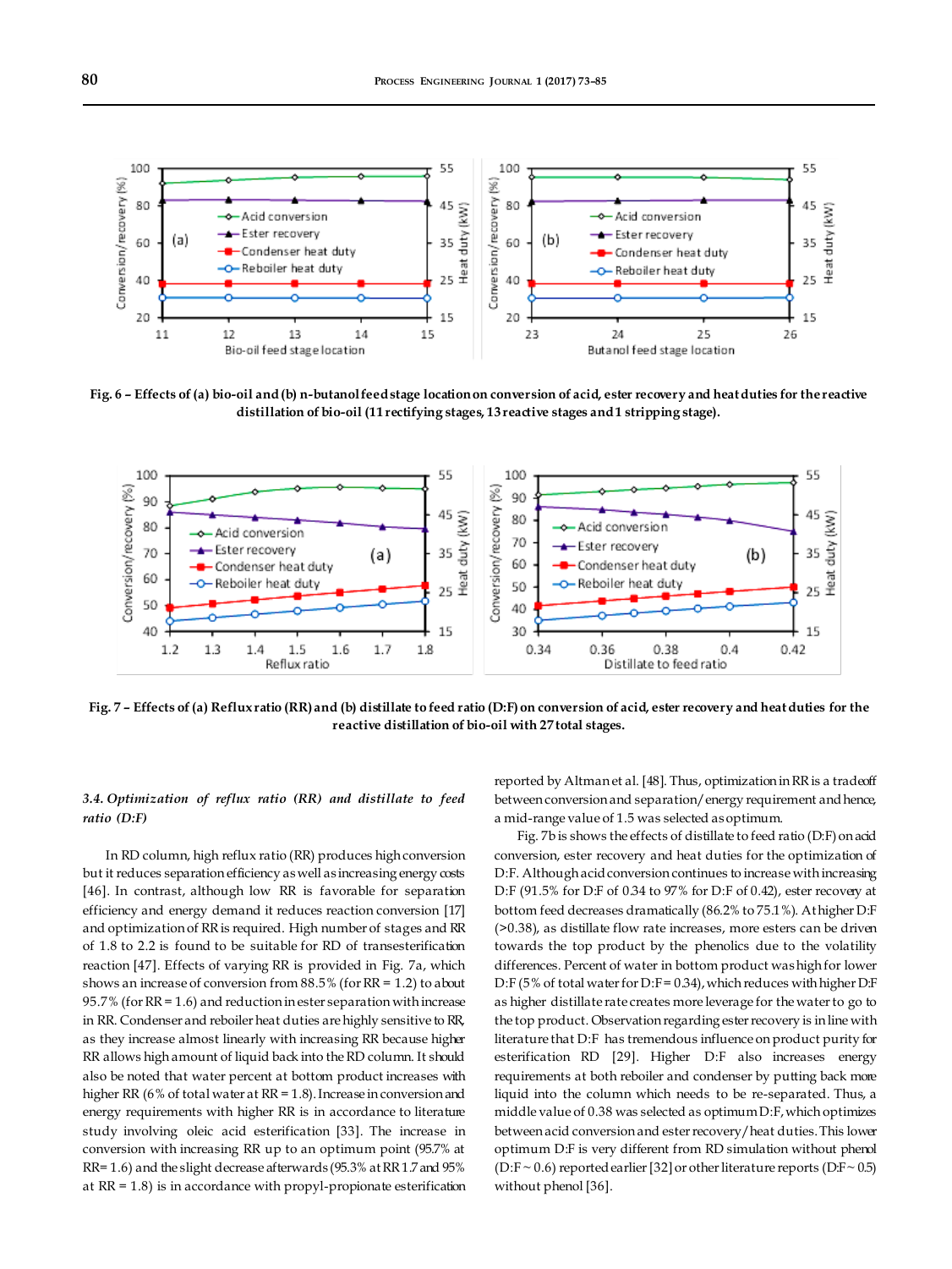Fig. 6 – Effects of (a) bio-oil and (b) n-butanol feed stage location on conversion of acid, ester recovery and heat duties for the reactive distillation of bio-oil (11 rectifying stages, 13 reactive stages and 1 stripping stage).

Fig. 7 – Effects of (a) Reflux ratio (RR) and (b) distillate to feed ratio (D:F) on conversion of acid, ester recovery and heat duties for the reactive distillation of bio-oil with 27 total stages.

### 3.4. Optimization of reflux ratio (RR) and distillate to feed ratio (D:F)

In RD column, high reflux ratio (RR) produces high conversion but it reduces separation efficiency as well as increasing energy costs [46]. In contrast, although low RR is favorable for separation efficiency and energy demand it reduces reaction conversion [17] and optimization of RR is required. High number of stages and RR of 1.8 to 2.2 is found to be suitable for RD of transesterification reaction [47]. Effects of varying RR is provided in Fig. 7a, which shows an increase of conversion from 88.5% (for RR = 1.2) to about 95.7% (for RR = 1.6) and reduction in ester separation with increase in RR. Condenser and reboiler heat duties are highly sensitive to RR, as they increase almost linearly with increasing RR because higher RR allows high amount of liquid back into the RD column. It should also be noted that water percent at bottom product increases with higher RR (6% of total water at RR = 1.8). Increase in conversion and energy requirements with higher RR is in accordance to literature study involving oleic acid esterification [33]. The increase in conversion with increasing RR up to an optimum point (95.7% at RR= 1.6) and the slight decrease afterwards (95.3% at RR 1.7 and 95% at RR = 1.8) is in accordance with propyl-propionate esterification reported by Altman et al. [48]. Thus, optimization in RR is a tradeoff between conversion and separation/energy requirement and hence, a mid-range value of 1.5 was selected as optimum.

Fig. 7b is shows the effects of distillate to feed ratio (D:F) on acid conversion, ester recovery and heat duties for the optimization of D:F. Although acid conversion continues to increase with increasing D:F (91.5% for D:F of 0.34 to 97% for D:F of 0.42), ester recovery at bottom feed decreases dramatically (86.2% to 75.1%). At higher D:F (>0.38), as distillate flow rate increases, more esters can be driven towards the top product by the phenolics due to the volatility differences. Percent of water in bottom product was high for lower D:F (5% of total water for D:F = 0.34), which reduces with higher D:F as higher distillate rate creates more leverage for the water to go to the top product. Observation regarding ester recovery is in line with literature that D:F has tremendous influence on product purity for esterification RD [29]. Higher D:F also increases energy requirements at both reboiler and condenser by putting back more liquid into the column which needs to be re-separated. Thus, a middle value of 0.38 was selected as optimum D:F, which optimizes between acid conversion and ester recovery/heat duties. This lower optimum D:F is very different from RD simulation without phenol (D:F ~ 0.6) reported earlier [32] or other literature reports (D:F ~ 0.5) without phenol [36].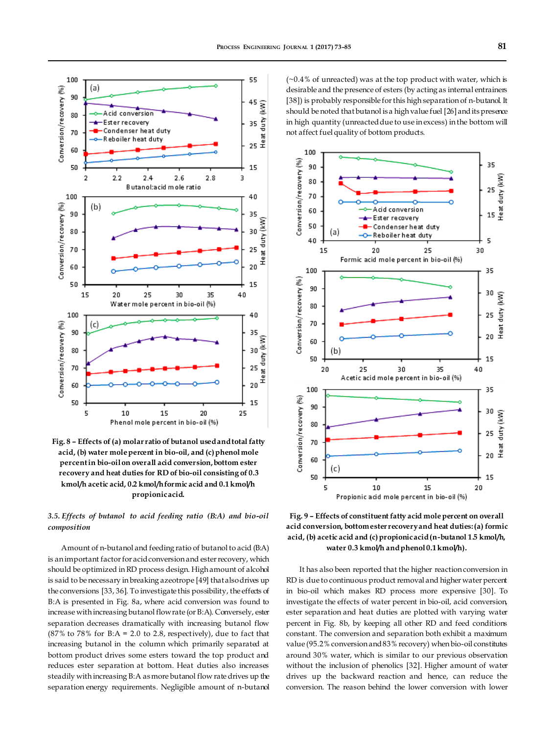**Fig. 8 – Effects of (a) molar ratio of butanol used and total fatty acid, (b) water mole percent in bio-oil, and (c) phenol mole percent in bio-oil on overall acid conversion, bottom ester recovery and heat duties for RD of bio-oil consisting of 0.3 kmol/h acetic acid, 0.2 kmol/h formic acid and 0.1 kmol/h propionic acid.**

### *3.5. Effects of butanol to acid feeding ratio (B:A) and bio-oil composition*

Amount of n-butanol and feeding ratio of butanol to acid (B:A) is an important factor for acid conversion and ester recovery, which should be optimized in RD process design. High amount of alcohol is said to be necessary in breaking azeotrope [49] that also drives up the conversions [33, 36]. To investigate this possibility, the effects of B:A is presented in Fig. 8a, where acid conversion was found to increase with increasing butanol flow rate (or B:A). Conversely, ester separation decreases dramatically with increasing butanol flow (87% to 78% for B:A = 2.0 to 2.8, respectively), due to fact that increasing butanol in the column which primarily separated at bottom product drives some esters toward the top product and reduces ester separation at bottom. Heat duties also increases steadily with increasing B:A as more butanol flow rate drives up the separation energy requirements. Negligible amount of n-butanol (~0.4% of unreacted) was at the top product with water, which is desirable and the presence of esters (by acting as internal entrainers [38]) is probably responsible for this high separation of n-butanol. It should be noted that butanol is a high value fuel [26] and its presence in high quantity (unreacted due to use in excess) in the bottom will not affect fuel quality of bottom products.

**Fig. 9 – Effects of constituent fatty acid mole percent on overall acid conversion, bottom ester recovery and heat duties: (a) formic acid, (b) acetic acid and (c) propionic acid (n-butanol 1.5 kmol/h, water 0.3 kmol/h and phenol 0.1 kmol/h).**

It has also been reported that the higher reaction conversion in RD is due to continuous product removal and higher water percent in bio-oil which makes RD process more expensive [30]. To investigate the effects of water percent in bio-oil, acid conversion, ester separation and heat duties are plotted with varying water percent in Fig. 8b, by keeping all other RD and feed conditions constant. The conversion and separation both exhibit a maximum value (95.2% conversion and 83% recovery) when bio-oil constitutes around 30% water, which is similar to our previous observation without the inclusion of phenolics [32]. Higher amount of water drives up the backward reaction and hence, can reduce the conversion. The reason behind the lower conversion with lower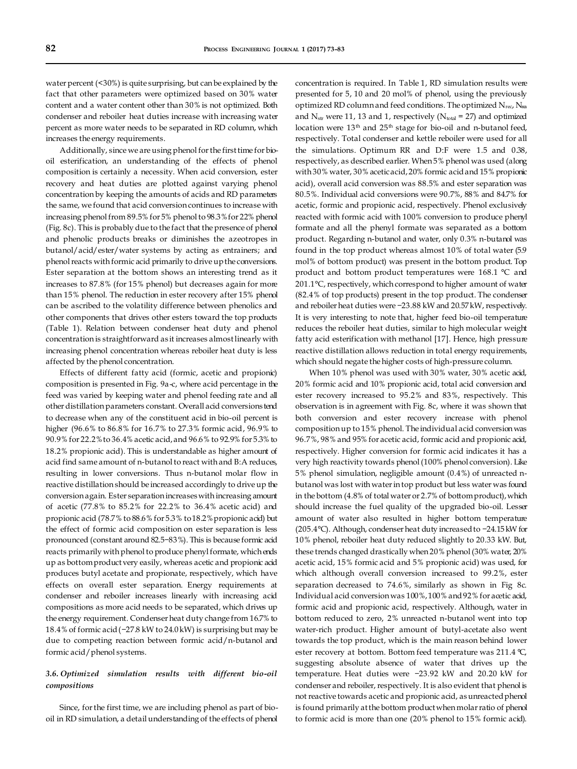water percent (<30%) is quite surprising, but can be explained by the fact that other parameters were optimized based on 30% water content and a water content other than 30% is not optimized. Both condenser and reboiler heat duties increase with increasing water percent as more water needs to be separated in RD column, which increases the energy requirements.

Additionally, since we are using phenol for the first time for bio-oil esterification, an understanding of the effects of phenol composition is certainly a necessity. When acid conversion, ester recovery and heat duties are plotted against varying phenol concentration by keeping the amounts of acids and RD parameters the same, we found that acid conversion continues to increase with increasing phenol from 89.5% for 5% phenol to 98.3% for 22% phenol (Fig. 8c). This is probably due to the fact that the presence of phenol and phenolic products breaks or diminishes the azeotropes in butanol/acid/ester/water systems by acting as entrainers; and phenol reacts with formic acid primarily to drive up the conversions. Ester separation at the bottom shows an interesting trend as it increases to 87.8% (for 15% phenol) but decreases again for more than 15% phenol. The reduction in ester recovery after 15% phenol can be ascribed to the volatility difference between phenolics and other components that drives other esters toward the top products (Table 1). Relation between condenser heat duty and phenol concentration is straightforward as it increases almost linearly with increasing phenol concentration whereas reboiler heat duty is less affected by the phenol concentration.

Effects of different fatty acid (formic, acetic and propionic) composition is presented in Fig. 9a-c, where acid percentage in the feed was varied by keeping water and phenol feeding rate and all other distillation parameters constant. Overall acid conversions tend to decrease when any of the constituent acid in bio-oil percent is higher (96.6% to 86.8% for 16.7% to 27.3% formic acid, 96.9% to 90.9% for 22.2% to 36.4% acetic acid, and 96.6% to 92.9% for 5.3% to 18.2% propionic acid). This is understandable as higher amount of acid find same amount of n-butanol to react with and B:A reduces, resulting in lower conversions. Thus n-butanol molar flow in reactive distillation should be increased accordingly to drive up the conversion again. Ester separation increases with increasing amount of acetic (77.8% to 85.2% for 22.2% to 36.4% acetic acid) and propionic acid (78.7% to 88.6% for 5.3% to 18.2% propionic acid) but the effect of formic acid composition on ester separation is less pronounced (constant around 82.5−83%). This is because formic acid reacts primarily with phenol to produce phenyl formate, which ends up as bottom product very easily, whereas acetic and propionic acid produces butyl acetate and propionate, respectively, which have effects on overall ester separation. Energy requirements at condenser and reboiler increases linearly with increasing acid compositions as more acid needs to be separated, which drives up the energy requirement. Condenser heat duty change from 16.7% to 18.4% of formic acid (−27.8 kW to 24.0 kW) is surprising but may be due to competing reaction between formic acid/n-butanol and formic acid/phenol systems.

### 3.6. *Optimized simulation results with different bio-oil compositions*

Since, for the first time, we are including phenol as part of bio-oil in RD simulation, a detail understanding of the effects of phenol concentration is required. In Table 1, RD simulation results were presented for 5, 10 and 20 mol% of phenol, using the previously optimized RD column and feed conditions. The optimized $N_{rec}$, $N_{rxn}$ and $N_{str}$ were 11, 13 and 1, respectively ($N_{total}$ = 27) and optimized location were 13th and 25th stage for bio-oil and n-butanol feed, respectively. Total condenser and kettle reboiler were used for all the simulations. Optimum RR and D:F were 1.5 and 0.38, respectively, as described earlier. When 5% phenol was used (along with 30% water, 30% acetic acid, 20% formic acid and 15% propionic acid), overall acid conversion was 88.5% and ester separation was 80.5%. Individual acid conversions were 90.7%, 88% and 84.7% for acetic, formic and propionic acid, respectively. Phenol exclusively reacted with formic acid with 100% conversion to produce phenyl formate and all the phenyl formate was separated as a bottom product. Regarding n-butanol and water, only 0.3% n-butanol was found in the top product whereas almost 10% of total water (5.9 mol% of bottom product) was present in the bottom product. Top product and bottom product temperatures were 168.1 °C and 201.1°C, respectively, which correspond to higher amount of water (82.4% of top products) present in the top product. The condenser and reboiler heat duties were −23.88 kW and 20.57 kW, respectively. It is very interesting to note that, higher feed bio-oil temperature reduces the reboiler heat duties, similar to high molecular weight fatty acid esterification with methanol [17]. Hence, high pressure reactive distillation allows reduction in total energy requirements, which should negate the higher costs of high-pressure column.

When 10% phenol was used with 30% water, 30% acetic acid, 20% formic acid and 10% propionic acid, total acid conversion and ester recovery increased to 95.2% and 83%, respectively. This observation is in agreement with Fig. 8c, where it was shown that both conversion and ester recovery increase with phenol composition up to 15% phenol. The individual acid conversion was 96.7%, 98% and 95% for acetic acid, formic acid and propionic acid, respectively. Higher conversion for formic acid indicates it has a very high reactivity towards phenol (100% phenol conversion). Like 5% phenol simulation, negligible amount (0.4%) of unreacted n-butanol was lost with water in top product but less water was found in the bottom (4.8% of total water or 2.7% of bottom product), which should increase the fuel quality of the upgraded bio-oil. Lesser amount of water also resulted in higher bottom temperature (205.4°C). Although, condenser heat duty increased to −24.15 kW for 10% phenol, reboiler heat duty reduced slightly to 20.33 kW. But, these trends changed drastically when 20% phenol (30% water, 20% acetic acid, 15% formic acid and 5% propionic acid) was used, for which although overall conversion increased to 99.2%, ester separation decreased to 74.6%, similarly as shown in Fig 8c. Individual acid conversion was 100%, 100% and 92% for acetic acid, formic acid and propionic acid, respectively. Although, water in bottom reduced to zero, 2% unreacted n-butanol went into top water-rich product. Higher amount of butyl-acetate also went towards the top product, which is the main reason behind lower ester recovery at bottom. Bottom feed temperature was 211.4 °C, suggesting absolute absence of water that drives up the temperature. Heat duties were −23.92 kW and 20.20 kW for condenser and reboiler, respectively. It is also evident that phenol is not reactive towards acetic and propionic acid, as unreacted phenol is found primarily at the bottom product when molar ratio of phenol to formic acid is more than one (20% phenol to 15% formic acid).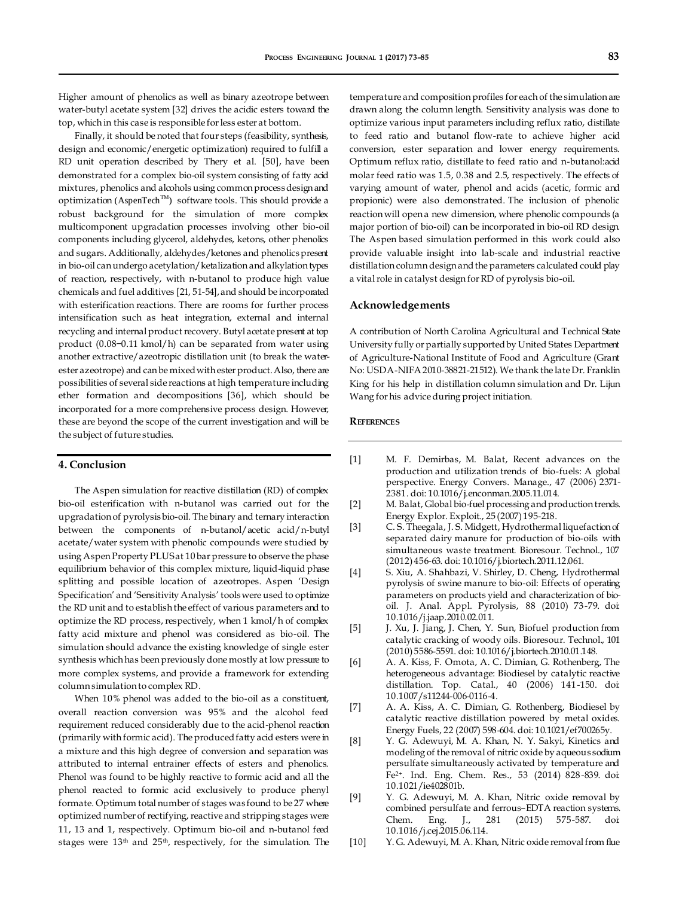Higher amount of phenolics as well as binary azeotrope between water-butyl acetate system [32] drives the acidic esters toward the top, which in this case is responsible for less ester at bottom.

Finally, it should be noted that four steps (feasibility, synthesis, design and economic/energetic optimization) required to fulfill a RD unit operation described by Thery et al. [50], have been demonstrated for a complex bio-oil system consisting of fatty acid mixtures, phenolics and alcohols using common process design and optimization (AspenTech$^{TM}$) software tools. This should provide a robust background for the simulation of more complex multicomponent upgradation processes involving other bio-oil components including glycerol, aldehydes, ketons, other phenolics and sugars. Additionally, aldehydes/ketones and phenolics present in bio-oil can undergo acetylation/ketalization and alkylation types of reaction, respectively, with n-butanol to produce high value chemicals and fuel additives [21, 51-54], and should be incorporated with esterification reactions. There are rooms for further process intensification such as heat integration, external and internal recycling and internal product recovery. Butyl acetate present at top product (0.08−0.11 kmol/h) can be separated from water using another extractive/azeotropic distillation unit (to break the water-ester azeotrope) and can be mixed with ester product. Also, there are possibilities of several side reactions at high temperature including ether formation and decompositions [36], which should be incorporated for a more comprehensive process design. However, these are beyond the scope of the current investigation and will be the subject of future studies.

## 4. Conclusion

The Aspen simulation for reactive distillation (RD) of complex bio-oil esterification with n-butanol was carried out for the upgradation of pyrolysis bio-oil. The binary and ternary interaction between the components of n-butanol/acetic acid/n-butyl acetate/water system with phenolic compounds were studied by using Aspen Property PLUS at 10 bar pressure to observe the phase equilibrium behavior of this complex mixture, liquid-liquid phase splitting and possible location of azeotropes. Aspen 'Design Specification' and 'Sensitivity Analysis' tools were used to optimize the RD unit and to establish the effect of various parameters and to optimize the RD process, respectively, when 1 kmol/h of complex fatty acid mixture and phenol was considered as bio-oil. The simulation should advance the existing knowledge of single ester synthesis which has been previously done mostly at low pressure to more complex systems, and provide a framework for extending column simulation to complex RD.

When 10% phenol was added to the bio-oil as a constituent, overall reaction conversion was 95% and the alcohol feed requirement reduced considerably due to the acid-phenol reaction (primarily with formic acid). The produced fatty acid esters were in a mixture and this high degree of conversion and separation was attributed to internal entrainer effects of esters and phenolics. Phenol was found to be highly reactive to formic acid and all the phenol reacted to formic acid exclusively to produce phenyl formate. Optimum total number of stages was found to be 27 where optimized number of rectifying, reactive and stripping stages were 11, 13 and 1, respectively. Optimum bio-oil and n-butanol feed stages were 13$^{th}$ and 25$^{th}$, respectively, for the simulation. The temperature and composition profiles for each of the simulation are drawn along the column length. Sensitivity analysis was done to optimize various input parameters including reflux ratio, distillate to feed ratio and butanol flow-rate to achieve higher acid conversion, ester separation and lower energy requirements. Optimum reflux ratio, distillate to feed ratio and n-butanol:acid molar feed ratio was 1.5, 0.38 and 2.5, respectively. The effects of varying amount of water, phenol and acids (acetic, formic and propionic) were also demonstrated. The inclusion of phenolic reaction will open a new dimension, where phenolic compounds (a major portion of bio-oil) can be incorporated in bio-oil RD design. The Aspen based simulation performed in this work could also provide valuable insight into lab-scale and industrial reactive distillation column design and the parameters calculated could play a vital role in catalyst design for RD of pyrolysis bio-oil.

## Acknowledgements

A contribution of North Carolina Agricultural and Technical State University fully or partially supported by United States Department of Agriculture-National Institute of Food and Agriculture (Grant No: USDA-NIFA 2010-38821-21512). We thank the late Dr. Franklin King for his help in distillation column simulation and Dr. Lijun Wang for his advice during project initiation.

## References

[1] M. F. Demirbas, M. Balat, Recent advances on the production and utilization trends of bio-fuels: A global perspective. Energy Convers. Manage., 47 (2006) 2371-2381. doi: 10.1016/j.enconman.2005.11.014.

[2] M. Balat, Global bio-fuel processing and production trends. Energy Explor. Exploit., 25 (2007) 195-218.

[3] C. S. Theegala, J. S. Midgett, Hydrothermal liquefaction of separated dairy manure for production of bio-oils with simultaneous waste treatment. Bioresour. Technol., 107 (2012) 456-63. doi: 10.1016/j.biortech.2011.12.061.

[4] S. Xiu, A. Shahbazi, V. Shirley, D. Cheng, Hydrothermal pyrolysis of swine manure to bio-oil: Effects of operating parameters on products yield and characterization of bio-oil. J. Anal. Appl. Pyrolysis, 88 (2010) 73-79. doi: 10.1016/j.jaap.2010.02.011.

[5] J. Xu, J. Jiang, J. Chen, Y. Sun, Biofuel production from catalytic cracking of woody oils. Bioresour. Technol., 101 (2010) 5586-5591. doi: 10.1016/j.biortech.2010.01.148.

[6] A. A. Kiss, F. Omota, A. C. Dimian, G. Rothenberg, The heterogeneous advantage: Biodiesel by catalytic reactive distillation. Top. Catal., 40 (2006) 141-150. doi: 10.1007/s11244-006-0116-4.

[7] A. A. Kiss, A. C. Dimian, G. Rothenberg, Biodiesel by catalytic reactive distillation powered by metal oxides. Energy Fuels, 22 (2007) 598-604. doi: 10.1021/ef700265y.

[8] Y. G. Adewuyi, M. A. Khan, N. Y. Sakyi, Kinetics and modeling of the removal of nitric oxide by aqueous sodium persulfate simultaneously activated by temperature and $Fe^{2+}$. Ind. Eng. Chem. Res., 53 (2014) 828-839. doi: 10.1021/ie402801b.

[9] Y. G. Adewuyi, M. A. Khan, Nitric oxide removal by combined persulfate and ferrous–EDTA reaction systems. Chem. Eng. J., 281 (2015) 575-587. doi: 10.1016/j.cej.2015.06.114.

[10] Y. G. Adewuyi, M. A. Khan, Nitric oxide removal from flue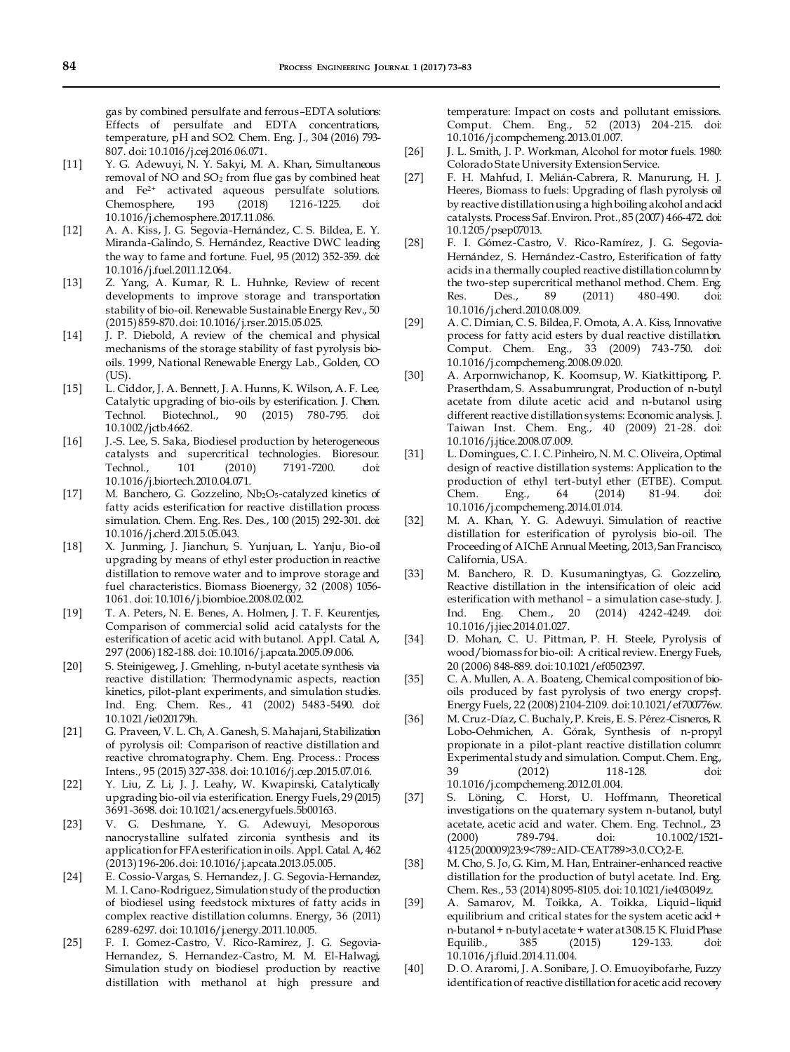gas by combined persulfate and ferrous–EDTA solutions: Effects of persulfate and EDTA concentrations, temperature, pH and SO2. Chem. Eng. J., 304 (2016) 793-807. doi: 10.1016/j.cej.2016.06.071.

[11] Y. G. Adewuyi, N. Y. Sakyi, M. A. Khan, Simultaneous removal of NO and $SO_2$ from flue gas by combined heat and $Fe^{2+}$ activated aqueous persulfate solutions. Chemosphere, 193 (2018) 1216-1225. doi: 10.1016/j.chemosphere.2017.11.086.

[12] A. A. Kiss, J. G. Segovia-Hernández, C. S. Bildea, E. Y. Miranda-Galindo, S. Hernández, Reactive DWC leading the way to fame and fortune. Fuel, 95 (2012) 352-359. doi: 10.1016/j.fuel.2011.12.064.

[13] Z. Yang, A. Kumar, R. L. Huhnke, Review of recent developments to improve storage and transportation stability of bio-oil. Renewable Sustainable Energy Rev., 50 (2015) 859-870. doi: 10.1016/j.rser.2015.05.025.

[14] J. P. Diebold, A review of the chemical and physical mechanisms of the storage stability of fast pyrolysis bio-oils. 1999, National Renewable Energy Lab., Golden, CO (US).

[15] L. Ciddor, J. A. Bennett, J. A. Hunns, K. Wilson, A. F. Lee, Catalytic upgrading of bio-oils by esterification. J. Chem. Technol. Biotechnol., 90 (2015) 780-795. doi: 10.1002/jctb.4662.

[16] J.-S. Lee, S. Saka, Biodiesel production by heterogeneous catalysts and supercritical technologies. Bioresour. Technol., 101 (2010) 7191-7200. doi: 10.1016/j.biortech.2010.04.071.

[17] M. Banchero, G. Gozzelino, $Nb_2O_5$-catalyzed kinetics of fatty acids esterification for reactive distillation process simulation. Chem. Eng. Res. Des., 100 (2015) 292-301. doi: 10.1016/j.cherd.2015.05.043.

[18] X. Junming, J. Jianchun, S. Yunjuan, L. Yanju, Bio-oil upgrading by means of ethyl ester production in reactive distillation to remove water and to improve storage and fuel characteristics. Biomass Bioenergy, 32 (2008) 1056-1061. doi: 10.1016/j.biombioe.2008.02.002.

[19] T. A. Peters, N. E. Benes, A. Holmen, J. T. F. Keurentjes, Comparison of commercial solid acid catalysts for the esterification of acetic acid with butanol. Appl. Catal. A, 297 (2006) 182-188. doi: 10.1016/j.apcata.2005.09.006.

[20] S. Steinigeweg, J. Gmehling, n-butyl acetate synthesis via reactive distillation: Thermodynamic aspects, reaction kinetics, pilot-plant experiments, and simulation studies. Ind. Eng. Chem. Res., 41 (2002) 5483-5490. doi: 10.1021/ie020179h.

[21] G. Praveen, V. L. Ch, A. Ganesh, S. Mahajani, Stabilization of pyrolysis oil: Comparison of reactive distillation and reactive chromatography. Chem. Eng. Process.: Process Intens., 95 (2015) 327-338. doi: 10.1016/j.cep.2015.07.016.

[22] Y. Liu, Z. Li, J. J. Leahy, W. Kwapinski, Catalytically upgrading bio-oil via esterification. Energy Fuels, 29 (2015) 3691-3698. doi: 10.1021/acs.energyfuels.5b00163.

[23] V. G. Deshmane, Y. G. Adewuyi, Mesoporous nanocrystalline sulfated zirconia synthesis and its application for FFA esterification in oils. Appl. Catal. A, 462 (2013) 196-206. doi: 10.1016/j.apcata.2013.05.005.

[24] E. Cossio-Vargas, S. Hernandez, J. G. Segovia-Hernandez, M. I. Cano-Rodriguez, Simulation study of the production of biodiesel using feedstock mixtures of fatty acids in complex reactive distillation columns. Energy, 36 (2011) 6289-6297. doi: 10.1016/j.energy.2011.10.005.

[25] F. I. Gomez-Castro, V. Rico-Ramirez, J. G. Segovia-Hernandez, S. Hernandez-Castro, M. M. El-Halwagi, Simulation study on biodiesel production by reactive distillation with methanol at high pressure and temperature: Impact on costs and pollutant emissions. Comput. Chem. Eng., 52 (2013) 204-215. doi: 10.1016/j.compchemeng.2013.01.007.

[26] J. L. Smith, J. P. Workman, Alcohol for motor fuels. 1980: Colorado State University Extension Service.

[27] F. H. Mahfud, I. Melián-Cabrera, R. Manurung, H. J. Heeres, Biomass to fuels: Upgrading of flash pyrolysis oil by reactive distillation using a high boiling alcohol and acid catalysts. Process Saf. Environ. Prot., 85 (2007) 466-472. doi: 10.1205/psep07013.

[28] F. I. Gómez-Castro, V. Rico-Ramírez, J. G. Segovia-Hernández, S. Hernández-Castro, Esterification of fatty acids in a thermally coupled reactive distillation column by the two-step supercritical methanol method. Chem. Eng. Res. Des., 89 (2011) 480-490. doi: 10.1016/j.cherd.2010.08.009.

[29] A. C. Dimian, C. S. Bildea, F. Omota, A. A. Kiss, Innovative process for fatty acid esters by dual reactive distillation. Comput. Chem. Eng., 33 (2009) 743-750. doi: 10.1016/j.compchemeng.2008.09.020.

[30] A. Arpornwichanop, K. Koomsup, W. Kiatkittipong, P. Praserthdam, S. Assabumrungrat, Production of n-butyl acetate from dilute acetic acid and n-butanol using different reactive distillation systems: Economic analysis. J. Taiwan Inst. Chem. Eng., 40 (2009) 21-28. doi: 10.1016/j.jtice.2008.07.009.

[31] L. Domingues, C. I. C. Pinheiro, N. M. C. Oliveira, Optimal design of reactive distillation systems: Application to the production of ethyl tert-butyl ether (ETBE). Comput. Chem. Eng., 64 (2014) 81-94. doi: 10.1016/j.compchemeng.2014.01.014.

[32] M. A. Khan, Y. G. Adewuyi. Simulation of reactive distillation for esterification of pyrolysis bio-oil. The Proceeding of AIChE Annual Meeting, 2013, San Francisco, California, USA.

[33] M. Banchero, R. D. Kusumaningtyas, G. Gozzelino, Reactive distillation in the intensification of oleic acid esterification with methanol – a simulation case-study. J. Ind. Eng. Chem., 20 (2014) 4242-4249. doi: 10.1016/j.jiec.2014.01.027.

[34] D. Mohan, C. U. Pittman, P. H. Steele, Pyrolysis of wood/biomass for bio-oil: A critical review. Energy Fuels, 20 (2006) 848-889. doi: 10.1021/ef0502397.

[35] C. A. Mullen, A. A. Boateng, Chemical composition of bio-oils produced by fast pyrolysis of two energy crops†. Energy Fuels, 22 (2008) 2104-2109. doi: 10.1021/ef700776w.

[36] M. Cruz-Díaz, C. Buchaly, P. Kreis, E. S. Pérez-Cisneros, R. Lobo-Oehmichen, A. Górak, Synthesis of n-propyl propionate in a pilot-plant reactive distillation column: Experimental study and simulation. Comput. Chem. Eng., 39 (2012) 118-128. doi: 10.1016/j.compchemeng.2012.01.004.

[37] S. Löning, C. Horst, U. Hoffmann, Theoretical investigations on the quaternary system n-butanol, butyl acetate, acetic acid and water. Chem. Eng. Technol., 23 (2000) 789-794. doi: 10.1002/1521-4125(200009)23:9<789::AID-CEAT789>3.0.CO;2-E.

[38] M. Cho, S. Jo, G. Kim, M. Han, Entrainer-enhanced reactive distillation for the production of butyl acetate. Ind. Eng. Chem. Res., 53 (2014) 8095-8105. doi: 10.1021/ie403049z.

[39] A. Samarov, M. Toikka, A. Toikka, Liquid–liquid equilibrium and critical states for the system acetic acid + n-butanol + n-butyl acetate + water at 308.15 K. Fluid Phase Equilib., 385 (2015) 129-133. doi: 10.1016/j.fluid.2014.11.004.

[40] D. O. Araromi, J. A. Sonibare, J. O. Emuoyibofarhe, Fuzzy identification of reactive distillation for acetic acid recovery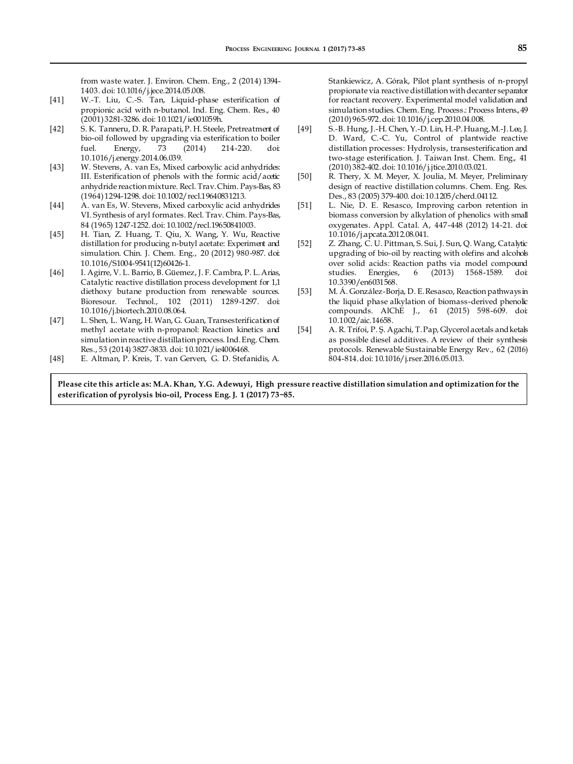from waste water. J. Environ. Chem. Eng., 2 (2014) 1394-1403. doi: 10.1016/j.jece.2014.05.008.

[41] W.-T. Liu, C.-S. Tan, Liquid-phase esterification of propionic acid with n-butanol. Ind. Eng. Chem. Res., 40 (2001) 3281-3286. doi: 10.1021/ie001059h.

[42] S. K. Tanneru, D. R. Parapati, P. H. Steele, Pretreatment of bio-oil followed by upgrading via esterification to boiler fuel. Energy, 73 (2014) 214-220. doi: 10.1016/j.energy.2014.06.039.

[43] W. Stevens, A. van Es, Mixed carboxylic acid anhydrides: III. Esterification of phenols with the formic acid/acetic anhydride reaction mixture. Recl. Trav. Chim. Pays-Bas, 83 (1964) 1294-1298. doi: 10.1002/recl.19640831213.

[44] A. van Es, W. Stevens, Mixed carboxylic acid anhydrides VI. Synthesis of aryl formates. Recl. Trav. Chim. Pays-Bas, 84 (1965) 1247-1252. doi: 10.1002/recl.19650841003.

[45] H. Tian, Z. Huang, T. Qiu, X. Wang, Y. Wu, Reactive distillation for producing n-butyl acetate: Experiment and simulation. Chin. J. Chem. Eng., 20 (2012) 980-987. doi: 10.1016/S1004-9541(12)60426-1.

[46] I. Agirre, V. L. Barrio, B. Güemez, J. F. Cambra, P. L. Arias, Catalytic reactive distillation process development for 1,1 diethoxy butane production from renewable sources. Bioresour. Technol., 102 (2011) 1289-1297. doi: 10.1016/j.biortech.2010.08.064.

[47] L. Shen, L. Wang, H. Wan, G. Guan, Transesterification of methyl acetate with n-propanol: Reaction kinetics and simulation in reactive distillation process. Ind. Eng. Chem. Res., 53 (2014) 3827-3833. doi: 10.1021/ie4006468.

[48] E. Altman, P. Kreis, T. van Gerven, G. D. Stefanidis, A. Stankiewicz, A. Górak, Pilot plant synthesis of n-propyl propionate via reactive distillation with decanter separator for reactant recovery. Experimental model validation and simulation studies. Chem. Eng. Process.: Process Intens., 49 (2010) 965-972. doi: 10.1016/j.cep.2010.04.008.

[49] S.-B. Hung, J.-H. Chen, Y.-D. Lin, H.-P. Huang, M.-J. Lee, J. D. Ward, C.-C. Yu, Control of plantwide reactive distillation processes: Hydrolysis, transesterification and two-stage esterification. J. Taiwan Inst. Chem. Eng., 41 (2010) 382-402. doi: 10.1016/j.jtice.2010.03.021.

[50] R. Thery, X. M. Meyer, X. Joulia, M. Meyer, Preliminary design of reactive distillation columns. Chem. Eng. Res. Des., 83 (2005) 379-400. doi: 10.1205/cherd.04112.

[51] L. Nie, D. E. Resasco, Improving carbon retention in biomass conversion by alkylation of phenolics with small oxygenates. Appl. Catal. A, 447-448 (2012) 14-21. doi: 10.1016/j.apcata.2012.08.041.

[52] Z. Zhang, C. U. Pittman, S. Sui, J. Sun, Q. Wang, Catalytic upgrading of bio-oil by reacting with olefins and alcohols over solid acids: Reaction paths via model compound studies. Energies, 6 (2013) 1568-1589. doi: 10.3390/en6031568.

[53] M. Á. González-Borja, D. E. Resasco, Reaction pathways in the liquid phase alkylation of biomass-derived phenolic compounds. AIChE J., 61 (2015) 598-609. doi: 10.1002/aic.14658.

[54] A. R. Trifoi, P. Ş. Agachi, T. Pap, Glycerol acetals and ketals as possible diesel additives. A review of their synthesis protocols. Renewable Sustainable Energy Rev., 62 (2016) 804-814. doi: 10.1016/j.rser.2016.05.013.

**Please cite this article as: M.A. Khan, Y.G. Adewuyi, High pressure reactive distillation simulation and optimization for the esterification of pyrolysis bio-oil, Process Eng. J. 1 (2017) 73–85.**